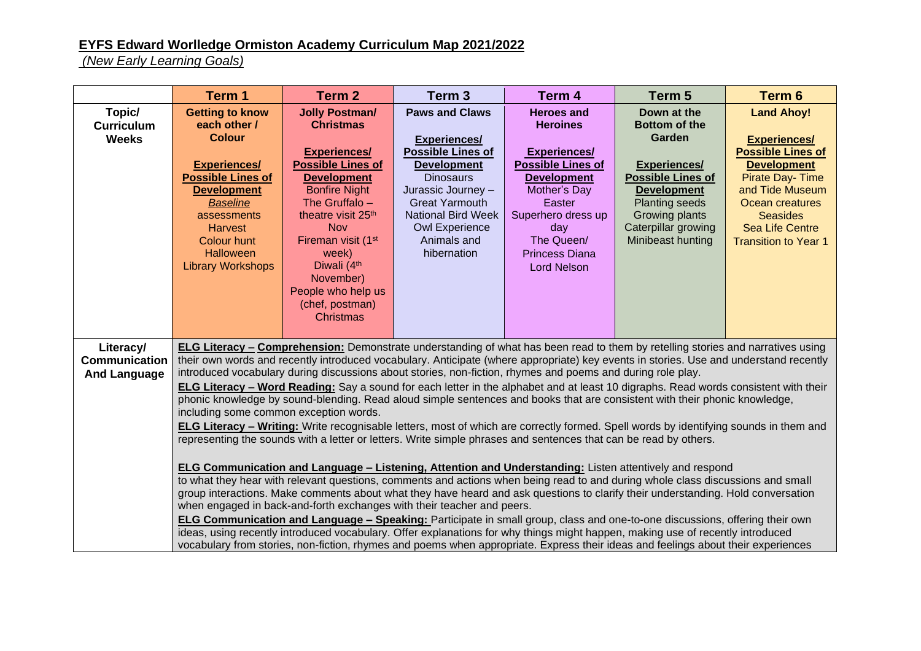# EYFS Edward Worlledge Ormiston Academy Curriculum Map 2021/2022

*(New Early Learning Goals)*

| | Term 1 | Term 2 | Term 3 | Term 4 | Term 5 | Term 6 |
|---|---|---|---|---|---|---|
| **Topic/ Curriculum Weeks** | **Getting to know each other / Colour**<br><br>**Experiences/ Possible Lines of Development**<br>*Baseline* assessments<br>Harvest<br>Colour hunt<br>Halloween<br>Library Workshops | **Jolly Postman/ Christmas**<br><br>**Experiences/ Possible Lines of Development**<br>Bonfire Night<br>The Gruffalo – theatre visit 25th Nov<br>Fireman visit (1st week)<br>Diwali (4th November)<br>People who help us (chef, postman)<br>Christmas | **Paws and Claws**<br><br>**Experiences/ Possible Lines of Development**<br>Dinosaurs<br>Jurassic Journey – Great Yarmouth<br>National Bird Week<br>Owl Experience<br>Animals and hibernation | **Heroes and Heroines**<br><br>**Experiences/ Possible Lines of Development**<br>Mother's Day<br>Easter<br>Superhero dress up day<br>The Queen/ Princess Diana<br>Lord Nelson | **Down at the Bottom of the Garden**<br><br>**Experiences/ Possible Lines of Development**<br>Planting seeds<br>Growing plants<br>Caterpillar growing<br>Minibeast hunting | **Land Ahoy!**<br><br>**Experiences/ Possible Lines of Development**<br>Pirate Day- Time and Tide Museum<br>Ocean creatures<br>Seasides<br>Sea Life Centre<br>Transition to Year 1 |
| **Literacy/ Communication And Language** | **ELG Literacy – Comprehension:** Demonstrate understanding of what has been read to them by retelling stories and narratives using their own words and recently introduced vocabulary. Anticipate (where appropriate) key events in stories. Use and understand recently introduced vocabulary during discussions about stories, non-fiction, rhymes and poems and during role play.<br>**ELG Literacy – Word Reading:** Say a sound for each letter in the alphabet and at least 10 digraphs. Read words consistent with their phonic knowledge by sound-blending. Read aloud simple sentences and books that are consistent with their phonic knowledge, including some common exception words.<br>**ELG Literacy – Writing:** Write recognisable letters, most of which are correctly formed. Spell words by identifying sounds in them and representing the sounds with a letter or letters. Write simple phrases and sentences that can be read by others.<br><br>**ELG Communication and Language – Listening, Attention and Understanding:** Listen attentively and respond to what they hear with relevant questions, comments and actions when being read to and during whole class discussions and small group interactions. Make comments about what they have heard and ask questions to clarify their understanding. Hold conversation when engaged in back-and-forth exchanges with their teacher and peers.<br>**ELG Communication and Language – Speaking:** Participate in small group, class and one-to-one discussions, offering their own ideas, using recently introduced vocabulary. Offer explanations for why things might happen, making use of recently introduced vocabulary from stories, non-fiction, rhymes and poems when appropriate. Express their ideas and feelings about their experiences | | | | | |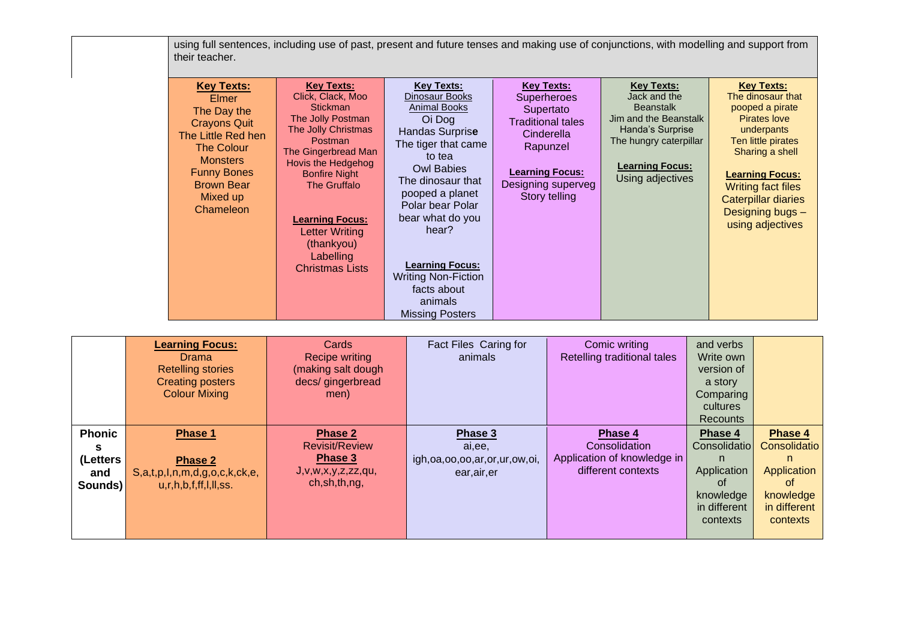| | | | | | | |
|---|---|---|---|---|---|---|
| | using full sentences, including use of past, present and future tenses and making use of conjunctions, with modelling and support from their teacher. | | | | | |
| | **Key Texts:** Elmer The Day the Crayons Quit The Little Red hen The Colour Monsters Funny Bones Brown Bear Mixed up Chameleon | **Key Texts:** Click, Clack, Moo Stickman The Jolly Postman The Jolly Christmas Postman The Gingerbread Man Hovis the Hedgehog Bonfire Night The Gruffalo **Learning Focus:** Letter Writing (thankyou) Labelling Christmas Lists | **Key Texts:** Dinosaur Books Animal Books Oi Dog Handas Surprise The tiger that came to tea Owl Babies The dinosaur that pooped a planet Polar bear Polar bear what do you hear? **Learning Focus:** Writing Non-Fiction facts about animals Missing Posters | **Key Texts:** Superheroes Supertato Traditional tales Cinderella Rapunzel **Learning Focus:** Designing superveg Story telling | **Key Texts:** Jack and the Beanstalk Jim and the Beanstalk Handa's Surprise The hungry caterpillar **Learning Focus:** Using adjectives | **Key Texts:** The dinosaur that pooped a pirate Pirates love underpants Ten little pirates Sharing a shell **Learning Focus:** Writing fact files Caterpillar diaries Designing bugs – using adjectives |

| | | | | | | |
|---|---|---|---|---|---|---|
| | **Learning Focus:** Drama Retelling stories Creating posters Colour Mixing | Cards Recipe writing (making salt dough decs/ gingerbread men) | Fact Files Caring for animals | Comic writing Retelling traditional tales | and verbs Write own version of a story Comparing cultures Recounts | |
| **Phonics (Letters and Sounds)** | **Phase 1** **Phase 2** S,a,t,p,I,n,m,d,g,o,c,k,ck,e, u,r,h,b,f,ff,l,ll,ss. | **Phase 2** Revisit/Review **Phase 3** J,v,w,x,y,z,zz,qu, ch,sh,th,ng, | **Phase 3** ai,ee, igh,oa,oo,oo,ar,or,ur,ow,oi, ear,air,er | **Phase 4** Consolidation Application of knowledge in different contexts | **Phase 4** Consolidation Application of knowledge in different contexts | **Phase 4** Consolidation Application of knowledge in different contexts |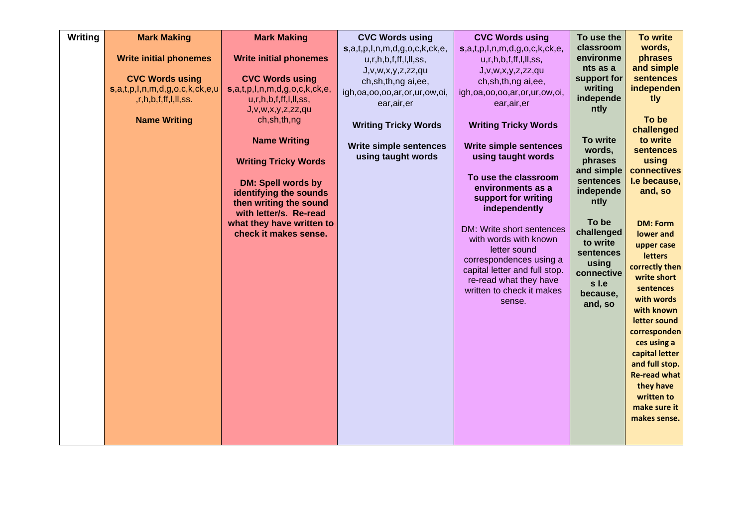| Writing | Mark Making<br><br>Write initial phonemes<br><br>CVC Words using s,a,t,p,I,n,m,d,g,o,c,k,ck,e,u,r,h,b,f,ff,l,ll,ss.<br><br>Name Writing | Mark Making<br><br>Write initial phonemes<br><br>CVC Words using s,a,t,p,I,n,m,d,g,o,c,k,ck,e, u,r,h,b,f,ff,l,ll,ss, J,v,w,x,y,z,zz,qu ch,sh,th,ng<br><br>Name Writing<br><br>Writing Tricky Words<br><br>DM: Spell words by identifying the sounds then writing the sound with letter/s. Re-read what they have written to check it makes sense. | CVC Words using s,a,t,p,I,n,m,d,g,o,c,k,ck,e, u,r,h,b,f,ff,l,ll,ss, J,v,w,x,y,z,zz,qu ch,sh,th,ng ai,ee, igh,oa,oo,oo,ar,or,ur,ow,oi, ear,air,er<br><br>Writing Tricky Words<br><br>Write simple sentences using taught words | CVC Words using s,a,t,p,I,n,m,d,g,o,c,k,ck,e, u,r,h,b,f,ff,l,ll,ss, J,v,w,x,y,z,zz,qu ch,sh,th,ng ai,ee, igh,oa,oo,oo,ar,or,ur,ow,oi, ear,air,er<br><br>Writing Tricky Words<br><br>Write simple sentences using taught words<br><br>To use the classroom environments as a support for writing independently<br><br>DM: Write short sentences with words with known letter sound correspondences using a capital letter and full stop. re-read what they have written to check it makes sense. | To use the classroom environments as a support for writing independently<br><br>To write words, phrases and simple sentences independently<br><br>To be challenged to write sentences using connectives I.e because, and, so | To write words, phrases and simple sentences independently<br><br>To be challenged to write sentences using connectives I.e because, and, so<br><br>DM: Form lower and upper case letters correctly then write short sentences with words with known letter sound correspondences using a capital letter and full stop. Re-read what they have written to make sure it makes sense. |
|---|---|---|---|---|---|---|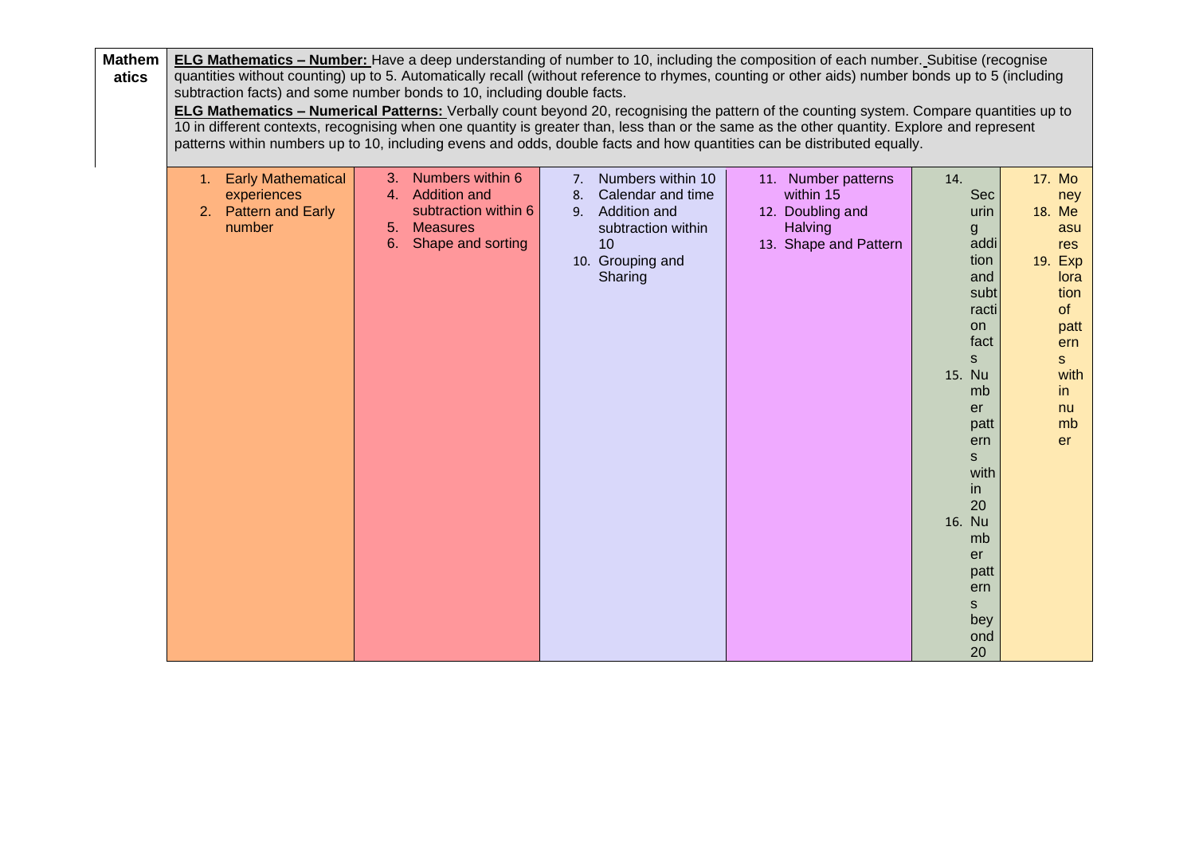| Mathematics | ELG Mathematics – Number: Have a deep understanding of number to 10, including the composition of each number. Subitise (recognise quantities without counting) up to 5. Automatically recall (without reference to rhymes, counting or other aids) number bonds up to 5 (including subtraction facts) and some number bonds to 10, including double facts.<br>ELG Mathematics – Numerical Patterns: Verbally count beyond 20, recognising the pattern of the counting system. Compare quantities up to 10 in different contexts, recognising when one quantity is greater than, less than or the same as the other quantity. Explore and represent patterns within numbers up to 10, including evens and odds, double facts and how quantities can be distributed equally. | | | | | |
|---|---|---|---|---|---|---|
| | 1. Early Mathematical experiences<br>2. Pattern and Early number | 3. Numbers within 6<br>4. Addition and subtraction within 6<br>5. Measures<br>6. Shape and sorting | 7. Numbers within 10<br>8. Calendar and time<br>9. Addition and subtraction within 10<br>10. Grouping and Sharing | 11. Number patterns within 15<br>12. Doubling and Halving<br>13. Shape and Pattern | 14. Securing addition and subtraction facts<br>15. Number patterns within 20<br>16. Number patterns beyond 20 | 17. Money<br>18. Measures<br>19. Exploration of patterns within number |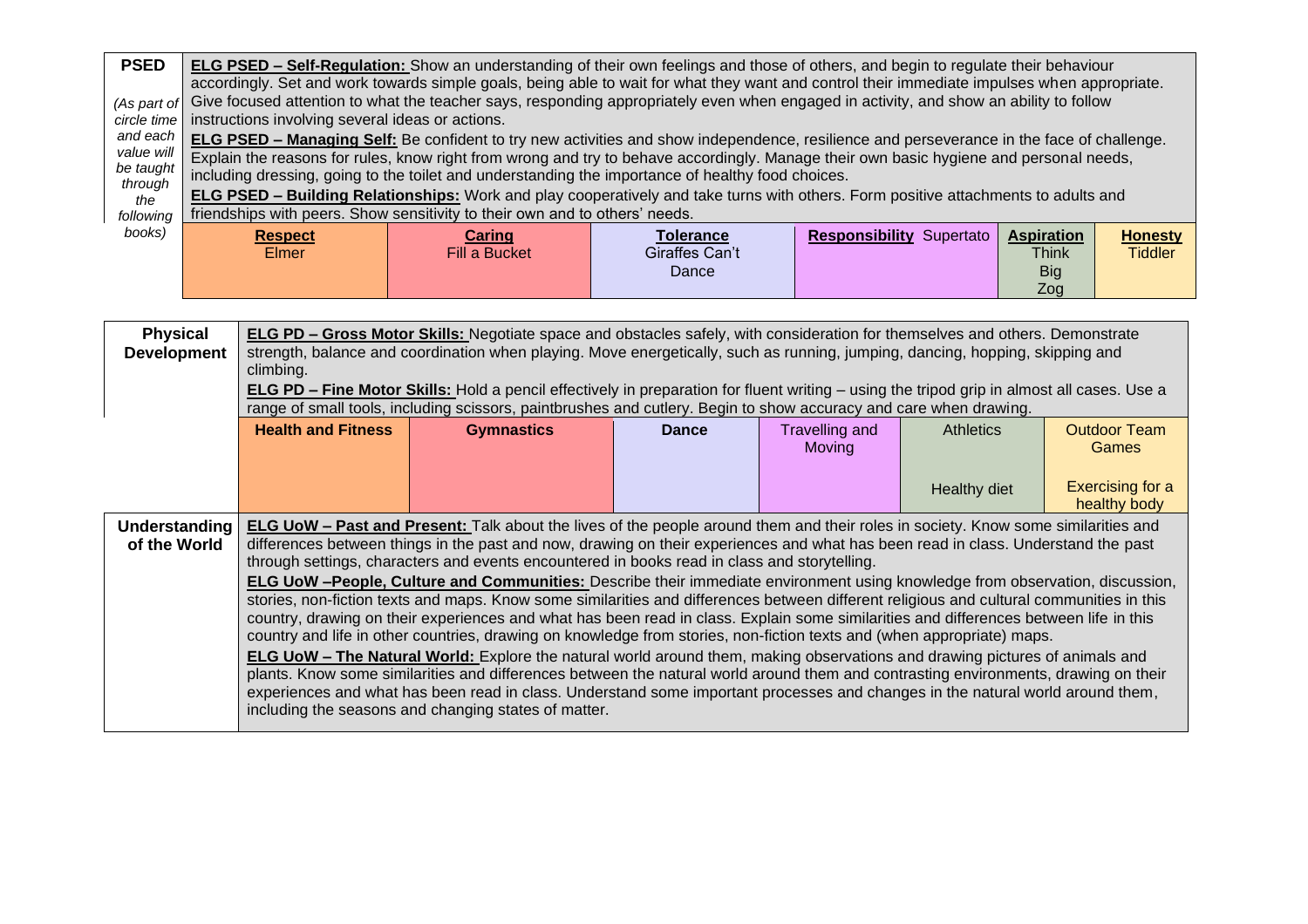| PSED | | | | | | |
|---|---|---|---|---|---|---|
| *(As part of circle time and each value will be taught through the following books)* | **ELG PSED – Self-Regulation:** Show an understanding of their own feelings and those of others, and begin to regulate their behaviour accordingly. Set and work towards simple goals, being able to wait for what they want and control their immediate impulses when appropriate. Give focused attention to what the teacher says, responding appropriately even when engaged in activity, and show an ability to follow instructions involving several ideas or actions. **ELG PSED – Managing Self:** Be confident to try new activities and show independence, resilience and perseverance in the face of challenge. Explain the reasons for rules, know right from wrong and try to behave accordingly. Manage their own basic hygiene and personal needs, including dressing, going to the toilet and understanding the importance of healthy food choices. **ELG PSED – Building Relationships:** Work and play cooperatively and take turns with others. Form positive attachments to adults and friendships with peers. Show sensitivity to their own and to others' needs. | | | | | |
| | **Respect** Elmer | **Caring** Fill a Bucket | **Tolerance** Giraffes Can't Dance | **Responsibility** Supertato | **Aspiration** Think Big Zog | **Honesty** Tiddler |

| Physical Development | | | | | | |
|---|---|---|---|---|---|---|
| | **ELG PD – Gross Motor Skills:** Negotiate space and obstacles safely, with consideration for themselves and others. Demonstrate strength, balance and coordination when playing. Move energetically, such as running, jumping, dancing, hopping, skipping and climbing. **ELG PD – Fine Motor Skills:** Hold a pencil effectively in preparation for fluent writing – using the tripod grip in almost all cases. Use a range of small tools, including scissors, paintbrushes and cutlery. Begin to show accuracy and care when drawing. | | | | | |
| | **Health and Fitness** | **Gymnastics** | **Dance** | Travelling and Moving | Athletics | Outdoor Team Games |
| | | | | | Healthy diet | Exercising for a healthy body |
| **Understanding of the World** | **ELG UoW – Past and Present:** Talk about the lives of the people around them and their roles in society. Know some similarities and differences between things in the past and now, drawing on their experiences and what has been read in class. Understand the past through settings, characters and events encountered in books read in class and storytelling. **ELG UoW –People, Culture and Communities:** Describe their immediate environment using knowledge from observation, discussion, stories, non-fiction texts and maps. Know some similarities and differences between different religious and cultural communities in this country, drawing on their experiences and what has been read in class. Explain some similarities and differences between life in this country and life in other countries, drawing on knowledge from stories, non-fiction texts and (when appropriate) maps. **ELG UoW – The Natural World:** Explore the natural world around them, making observations and drawing pictures of animals and plants. Know some similarities and differences between the natural world around them and contrasting environments, drawing on their experiences and what has been read in class. Understand some important processes and changes in the natural world around them, including the seasons and changing states of matter. | | | | | |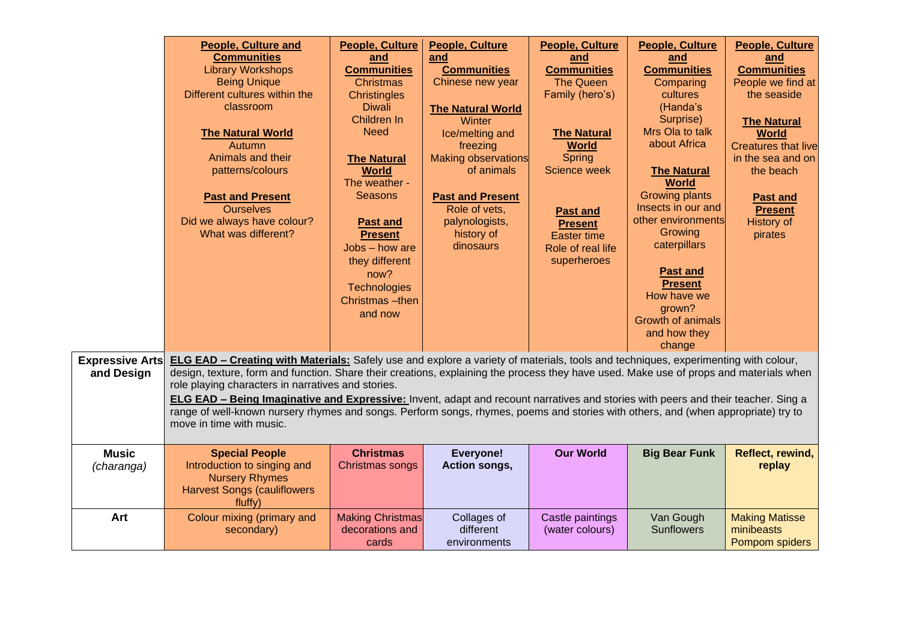| | | | | | | |
|---|---|---|---|---|---|---|
| | **People, Culture and Communities**<br>Library Workshops<br>Being Unique<br>Different cultures within the classroom<br><br>**The Natural World**<br>Autumn<br>Animals and their patterns/colours<br><br>**Past and Present**<br>Ourselves<br>Did we always have colour?<br>What was different? | **People, Culture and Communities**<br>Christmas<br>Christingles<br>Diwali<br>Children In Need<br><br>**The Natural World**<br>The weather - Seasons<br><br>**Past and Present**<br>Jobs – how are they different now?<br>Technologies<br>Christmas –then and now | **People, Culture and Communities**<br>Chinese new year<br><br>**The Natural World**<br>Winter<br>Ice/melting and freezing<br>Making observations of animals<br><br>**Past and Present**<br>Role of vets, palynologists, history of dinosaurs | **People, Culture and Communities**<br>The Queen<br>Family (hero's)<br><br>**The Natural World**<br>Spring<br>Science week<br><br>**Past and Present**<br>Easter time<br>Role of real life superheroes | **People, Culture and Communities**<br>Comparing cultures (Handa's Surprise)<br>Mrs Ola to talk about Africa<br><br>**The Natural World**<br>Growing plants<br>Insects in our and other environments<br>Growing caterpillars<br><br>**Past and Present**<br>How have we grown?<br>Growth of animals and how they change | **People, Culture and Communities**<br>People we find at the seaside<br><br>**The Natural World**<br>Creatures that live in the sea and on the beach<br><br>**Past and Present**<br>History of pirates |
| **Expressive Arts and Design** | **ELG EAD – Creating with Materials:** Safely use and explore a variety of materials, tools and techniques, experimenting with colour, design, texture, form and function. Share their creations, explaining the process they have used. Make use of props and materials when role playing characters in narratives and stories.<br>**ELG EAD – Being Imaginative and Expressive:** Invent, adapt and recount narratives and stories with peers and their teacher. Sing a range of well-known nursery rhymes and songs. Perform songs, rhymes, poems and stories with others, and (when appropriate) try to move in time with music. | | | | | |
| **Music** *(charanga)* | **Special People**<br>Introduction to singing and Nursery Rhymes<br>Harvest Songs (cauliflowers fluffy) | **Christmas**<br>Christmas songs | **Everyone!**<br>**Action songs,** | **Our World** | **Big Bear Funk** | **Reflect, rewind, replay** |
| **Art** | Colour mixing (primary and secondary) | Making Christmas decorations and cards | Collages of different environments | Castle paintings (water colours) | Van Gough Sunflowers | Making Matisse minibeasts<br>Pompom spiders |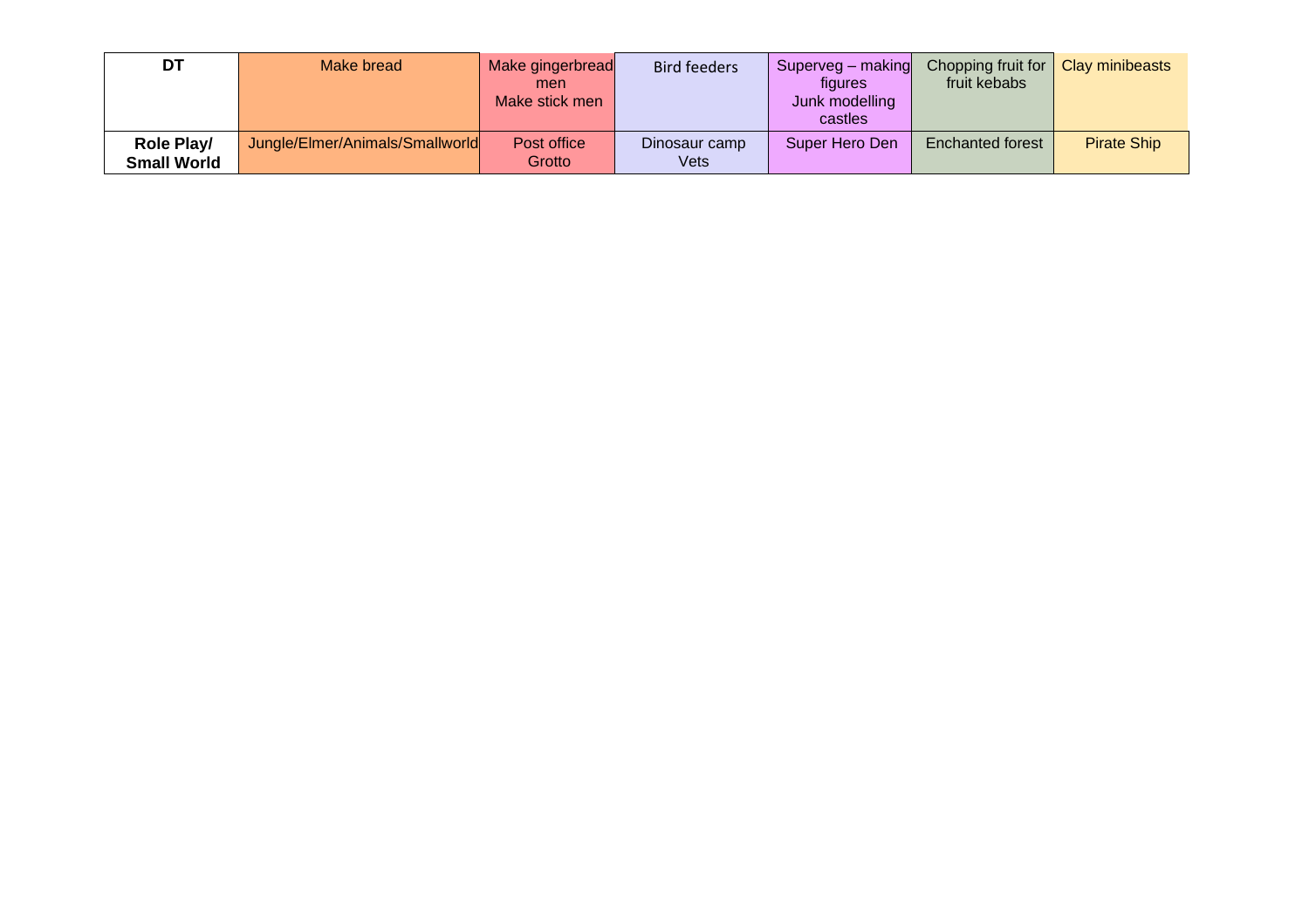| | | | | | | |
|---|---|---|---|---|---|---|
| **DT** | Make bread | Make gingerbread men<br>Make stick men | Bird feeders | Superveg – making figures<br>Junk modelling castles | Chopping fruit for fruit kebabs | Clay minibeasts |
| **Role Play/ Small World** | Jungle/Elmer/Animals/Smallworld | Post office<br>Grotto | Dinosaur camp<br>Vets | Super Hero Den | Enchanted forest | Pirate Ship |